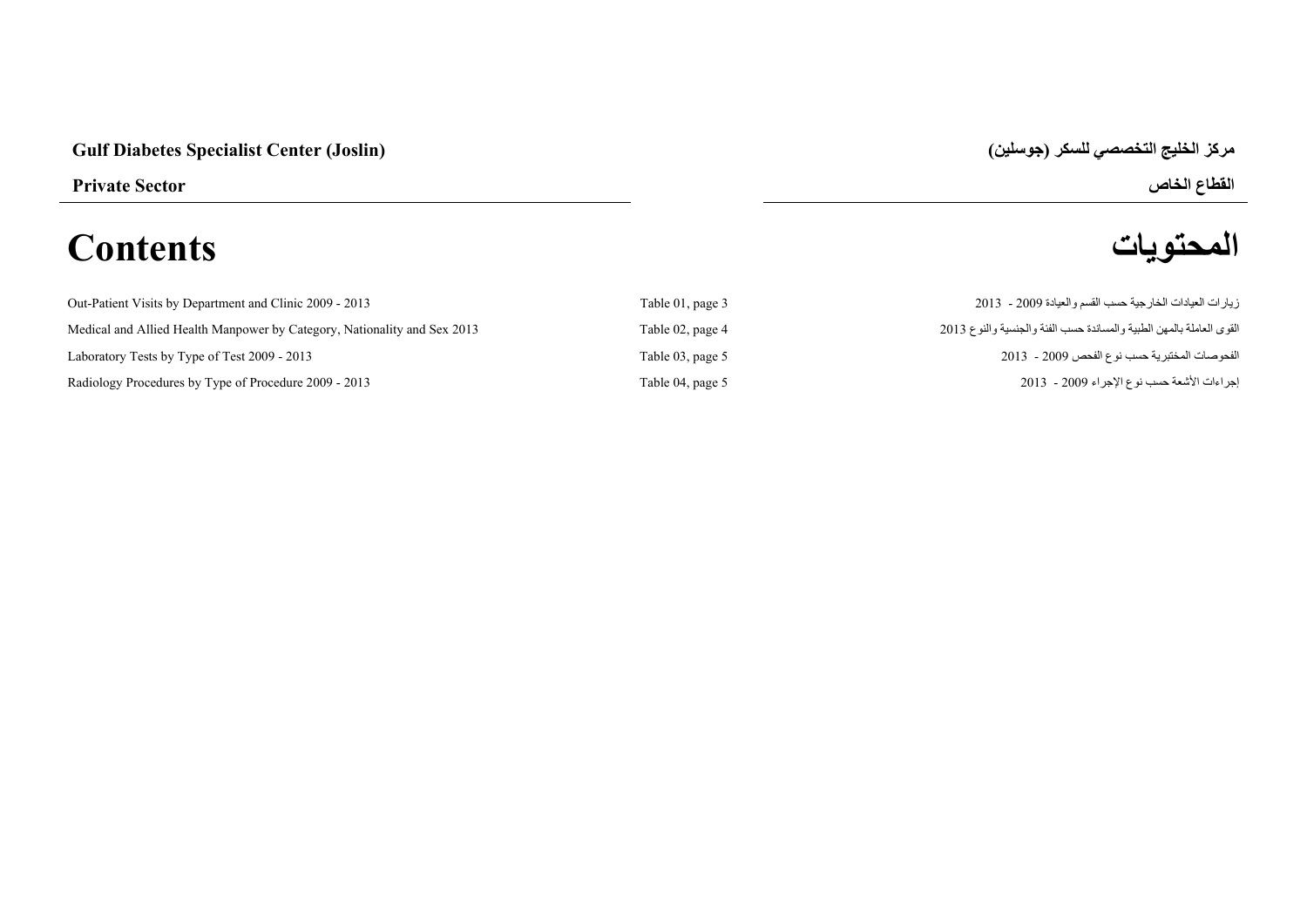**Gulf Diabetes Specialist Center (Joslin)**

**مركز الخليج التخصصي للسكر (جوسلين)**

**Private Sector**

**القطاع الخاص**

# Contents

# المحتويات

| Contents | Table | المحتويات |
| --- | --- | --- |
| Out-Patient Visits by Department and Clinic 2009 - 2013 | Table 01, page 3 | زيارات العيادات الخارجية حسب القسم والعيادة 2009 - 2013 |
| Medical and Allied Health Manpower by Category, Nationality and Sex 2013 | Table 02, page 4 | القوى العاملة بالمهن الطبية والمساندة حسب الفئة والجنسية والنوع 2013 |
| Laboratory Tests by Type of Test 2009 - 2013 | Table 03, page 5 | الفحوصات المختبرية حسب نوع الفحص 2009 - 2013 |
| Radiology Procedures by Type of Procedure 2009 - 2013 | Table 04, page 5 | إجراءات الأشعة حسب نوع الإجراء 2009 - 2013 |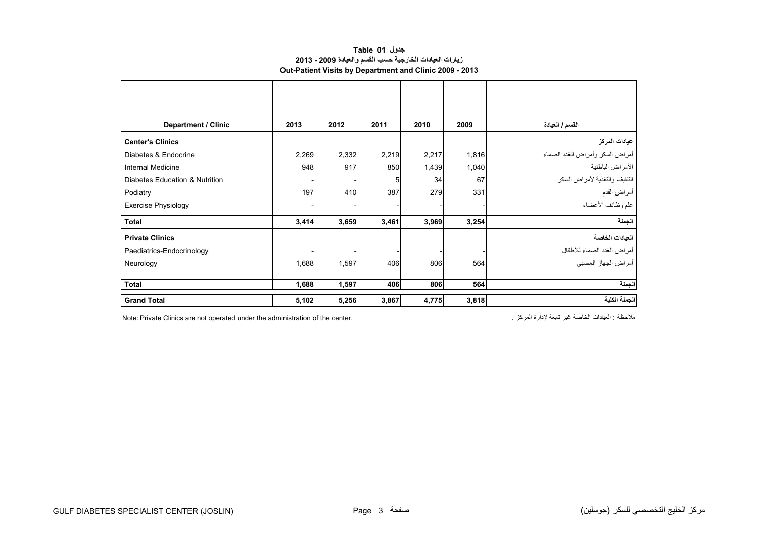**جدول 01 Table**

**زيارات العيادات الخارجية حسب القسم والعيادة 2009 - 2013**

**Out-Patient Visits by Department and Clinic 2009 - 2013**

| Department / Clinic | 2013 | 2012 | 2011 | 2010 | 2009 | القسم / العيادة |
|---|---|---|---|---|---|---|
| **Center's Clinics** | | | | | | **عيادات المركز** |
| Diabetes & Endocrine | 2,269 | 2,332 | 2,219 | 2,217 | 1,816 | أمراض السكر وأمراض الغدد الصماء |
| Internal Medicine | 948 | 917 | 850 | 1,439 | 1,040 | الأمراض الباطنية |
| Diabetes Education & Nutrition | - | - | 5 | 34 | 67 | التثقيف والتغذية لأمراض السكر |
| Podiatry | 197 | 410 | 387 | 279 | 331 | أمراض القدم |
| Exercise Physiology | - | - | - | - | - | علم وظائف الأعضاء |
| **Total** | **3,414** | **3,659** | **3,461** | **3,969** | **3,254** | **الجملة** |
| **Private Clinics** | | | | | | **العيادات الخاصة** |
| Paediatrics-Endocrinology | - | - | - | - | - | أمراض الغدد الصماء للأطفال |
| Neurology | 1,688 | 1,597 | 406 | 806 | 564 | أمراض الجهاز العصبي |
| **Total** | **1,688** | **1,597** | **406** | **806** | **564** | **الجملة** |
| **Grand Total** | **5,102** | **5,256** | **3,867** | **4,775** | **3,818** | **الجملة الكلية** |

Note: Private Clinics are not operated under the administration of the center.

ملاحظة : العيادات الخاصة غير تابعة لإدارة المركز .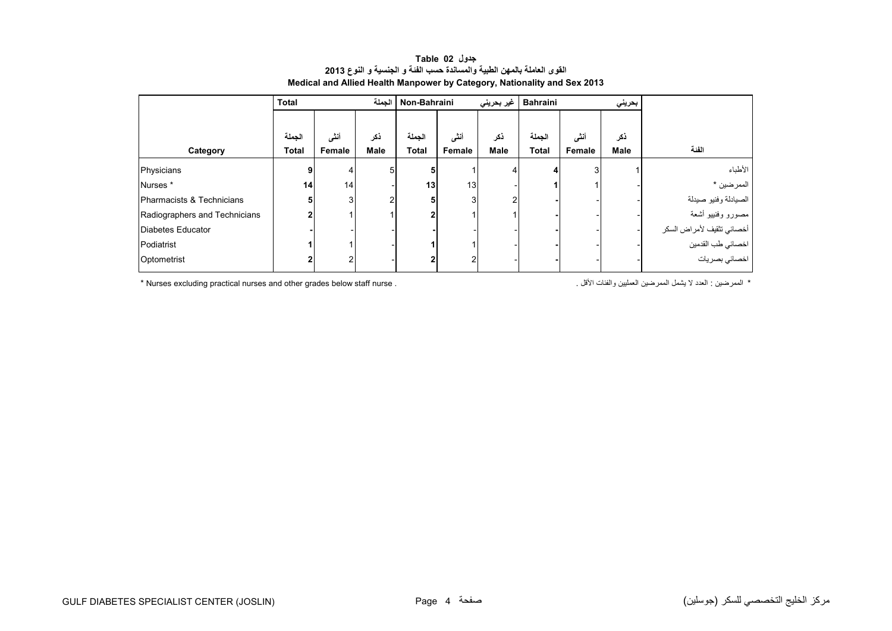**جدول Table 02**

**القوى العاملة بالمهن الطبية والمساندة حسب الفئة و الجنسية و النوع 2013**

**Medical and Allied Health Manpower by Category, Nationality and Sex 2013**

| | Total | | الجملة | Non-Bahraini | | غير بحريني | Bahraini | | بحريني | |
|---|---|---|---|---|---|---|---|---|---|---|
| Category | الجملة Total | أنثى Female | ذكر Male | الجملة Total | أنثى Female | ذكر Male | الجملة Total | أنثى Female | ذكر Male | الفئة |
| Physicians | **9** | 4 | 5 | **5** | 1 | 4 | **4** | 3 | 1 | الأطباء |
| Nurses * | **14** | 14 | - | **13** | 13 | - | **1** | 1 | - | الممرضين * |
| Pharmacists & Technicians | **5** | 3 | 2 | **5** | 3 | 2 | **-** | - | - | الصيادلة وفنيو صيدلة |
| Radiographers and Technicians | **2** | 1 | 1 | **2** | 1 | 1 | **-** | - | - | مصورو وفنييو أشعة |
| Diabetes Educator | **-** | - | - | **-** | - | - | **-** | - | - | أخصائي تثقيف لأمراض السكر |
| Podiatrist | **1** | 1 | - | **1** | 1 | - | **-** | - | - | اخصائي طب القدمين |
| Optometrist | **2** | 2 | - | **2** | 2 | - | **-** | - | - | اخصائي بصريات |

* Nurses excluding practical nurses and other grades below staff nurse .

* الممرضين : العدد لا يشمل الممرضين العمليين والفئات الأقل .

GULF DIABETES SPECIALIST CENTER (JOSLIN) — مركز الخليج التخصصي للسكر (جوسلين)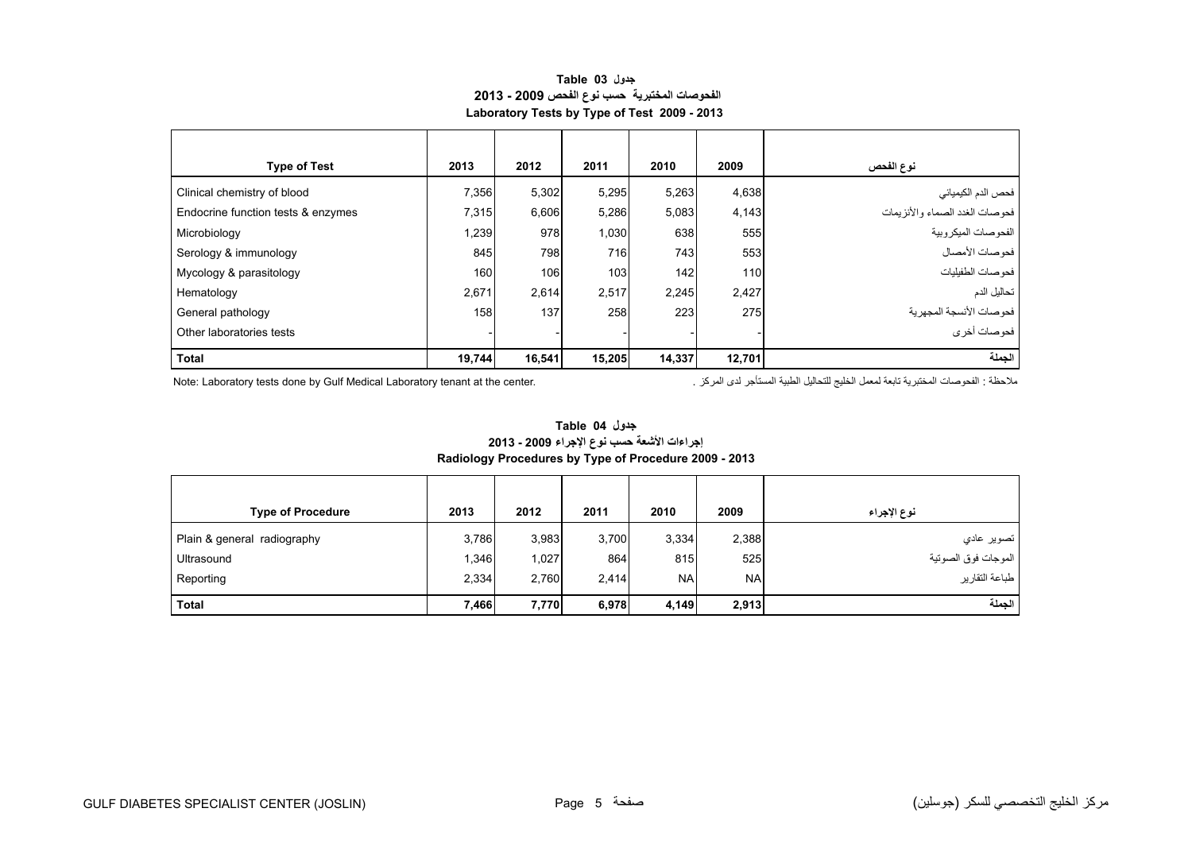## جدول Table 03
## الفحوصات المختبرية حسب نوع الفحص 2009 - 2013
## Laboratory Tests by Type of Test 2009 - 2013

| Type of Test | 2013 | 2012 | 2011 | 2010 | 2009 | نوع الفحص |
|---|---|---|---|---|---|---|
| Clinical chemistry of blood | 7,356 | 5,302 | 5,295 | 5,263 | 4,638 | فحص الدم الكيمياني |
| Endocrine function tests & enzymes | 7,315 | 6,606 | 5,286 | 5,083 | 4,143 | فحوصات الغدد الصماء والأنزيمات |
| Microbiology | 1,239 | 978 | 1,030 | 638 | 555 | الفحوصات الميكروبية |
| Serology & immunology | 845 | 798 | 716 | 743 | 553 | فحوصات الأمصال |
| Mycology & parasitology | 160 | 106 | 103 | 142 | 110 | فحوصات الطفيليات |
| Hematology | 2,671 | 2,614 | 2,517 | 2,245 | 2,427 | تحاليل الدم |
| General pathology | 158 | 137 | 258 | 223 | 275 | فحوصات الأنسجة المجهرية |
| Other laboratories tests | - | - | - | - | - | فحوصات أخرى |
| **Total** | **19,744** | **16,541** | **15,205** | **14,337** | **12,701** | **الجملة** |

Note: Laboratory tests done by Gulf Medical Laboratory tenant at the center.

ملاحظة : الفحوصات المختبرية تابعة لمعمل الخليج للتحاليل الطبية المستأجر لدى المركز .

## جدول Table 04
## إجراءات الأشعة حسب نوع الإجراء 2009 - 2013
## Radiology Procedures by Type of Procedure 2009 - 2013

| Type of Procedure | 2013 | 2012 | 2011 | 2010 | 2009 | نوع الإجراء |
|---|---|---|---|---|---|---|
| Plain & general radiography | 3,786 | 3,983 | 3,700 | 3,334 | 2,388 | تصوير عادي |
| Ultrasound | 1,346 | 1,027 | 864 | 815 | 525 | الموجات فوق الصوتية |
| Reporting | 2,334 | 2,760 | 2,414 | NA | NA | طباعة التقارير |
| **Total** | **7,466** | **7,770** | **6,978** | **4,149** | **2,913** | **الجملة** |